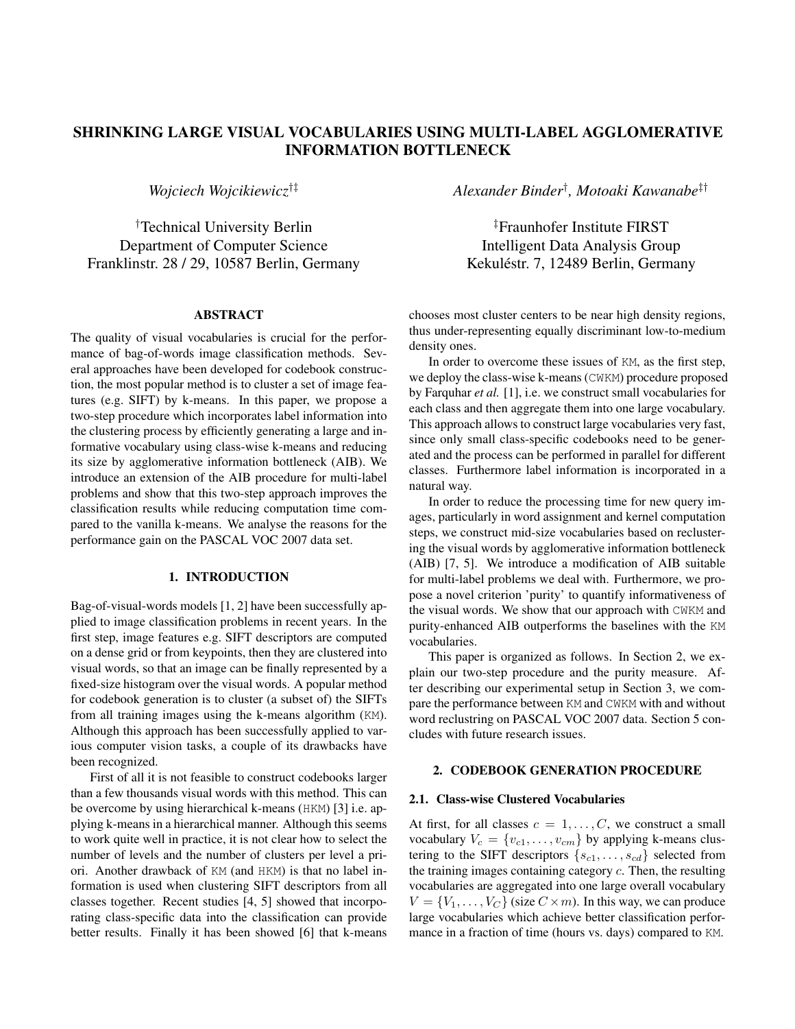# SHRINKING LARGE VISUAL VOCABULARIES USING MULTI-LABEL AGGLOMERATIVE INFORMATION BOTTLENECK

*Wojciech Wojcikiewicz*[†‡]

[†]Technical University Berlin
Department of Computer Science
Franklinstr. 28 / 29, 10587 Berlin, Germany

*Alexander Binder*[†], *Motoaki Kawanabe*[‡†]

[‡]Fraunhofer Institute FIRST
Intelligent Data Analysis Group
Kekuléstr. 7, 12489 Berlin, Germany

## ABSTRACT

The quality of visual vocabularies is crucial for the performance of bag-of-words image classification methods. Several approaches have been developed for codebook construction, the most popular method is to cluster a set of image features (e.g. SIFT) by k-means. In this paper, we propose a two-step procedure which incorporates label information into the clustering process by efficiently generating a large and informative vocabulary using class-wise k-means and reducing its size by agglomerative information bottleneck (AIB). We introduce an extension of the AIB procedure for multi-label problems and show that this two-step approach improves the classification results while reducing computation time compared to the vanilla k-means. We analyse the reasons for the performance gain on the PASCAL VOC 2007 data set.

## 1. INTRODUCTION

Bag-of-visual-words models [1, 2] have been successfully applied to image classification problems in recent years. In the first step, image features e.g. SIFT descriptors are computed on a dense grid or from keypoints, then they are clustered into visual words, so that an image can be finally represented by a fixed-size histogram over the visual words. A popular method for codebook generation is to cluster (a subset of) the SIFTs from all training images using the k-means algorithm (KM). Although this approach has been successfully applied to various computer vision tasks, a couple of its drawbacks have been recognized.

First of all it is not feasible to construct codebooks larger than a few thousands visual words with this method. This can be overcome by using hierarchical k-means (HKM) [3] i.e. applying k-means in a hierarchical manner. Although this seems to work quite well in practice, it is not clear how to select the number of levels and the number of clusters per level a priori. Another drawback of KM (and HKM) is that no label information is used when clustering SIFT descriptors from all classes together. Recent studies [4, 5] showed that incorporating class-specific data into the classification can provide better results. Finally it has been showed [6] that k-means chooses most cluster centers to be near high density regions, thus under-representing equally discriminant low-to-medium density ones.

In order to overcome these issues of KM, as the first step, we deploy the class-wise k-means (CWKM) procedure proposed by Farquhar *et al.* [1], i.e. we construct small vocabularies for each class and then aggregate them into one large vocabulary. This approach allows to construct large vocabularies very fast, since only small class-specific codebooks need to be generated and the process can be performed in parallel for different classes. Furthermore label information is incorporated in a natural way.

In order to reduce the processing time for new query images, particularly in word assignment and kernel computation steps, we construct mid-size vocabularies based on reclustering the visual words by agglomerative information bottleneck (AIB) [7, 5]. We introduce a modification of AIB suitable for multi-label problems we deal with. Furthermore, we propose a novel criterion 'purity' to quantify informativeness of the visual words. We show that our approach with CWKM and purity-enhanced AIB outperforms the baselines with the KM vocabularies.

This paper is organized as follows. In Section 2, we explain our two-step procedure and the purity measure. After describing our experimental setup in Section 3, we compare the performance between KM and CWKM with and without word reclustring on PASCAL VOC 2007 data. Section 5 concludes with future research issues.

## 2. CODEBOOK GENERATION PROCEDURE

### 2.1. Class-wise Clustered Vocabularies

At first, for all classes $c = 1, \ldots, C$, we construct a small vocabulary $V_c = \{v_{c1}, \ldots, v_{cm}\}$ by applying k-means clustering to the SIFT descriptors $\{s_{c1}, \ldots, s_{cd}\}$ selected from the training images containing category $c$. Then, the resulting vocabularies are aggregated into one large overall vocabulary $V = \{V_1, \ldots, V_C\}$ (size $C \times m$). In this way, we can produce large vocabularies which achieve better classification performance in a fraction of time (hours vs. days) compared to KM.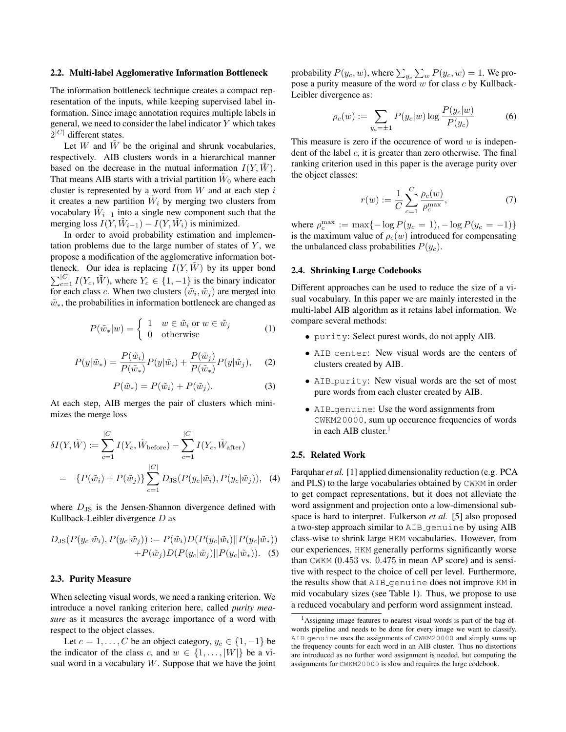### 2.2. Multi-label Agglomerative Information Bottleneck

The information bottleneck technique creates a compact representation of the inputs, while keeping supervised label information. Since image annotation requires multiple labels in general, we need to consider the label indicator $Y$ which takes $2^{|C|}$ different states.

Let $W$ and $\tilde{W}$ be the original and shrunk vocabularies, respectively. AIB clusters words in a hierarchical manner based on the decrease in the mutual information $I(Y, \tilde{W})$. That means AIB starts with a trivial partition $\tilde{W}_0$ where each cluster is represented by a word from $W$ and at each step $i$ it creates a new partition $\tilde{W}_i$ by merging two clusters from vocabulary $\tilde{W}_{i-1}$ into a single new component such that the merging loss $I(Y, \tilde{W}_{i-1}) - I(Y, \tilde{W}_i)$ is minimized.

In order to avoid probability estimation and implementation problems due to the large number of states of $Y$, we propose a modification of the agglomerative information bottleneck. Our idea is replacing $I(Y, \tilde{W})$ by its upper bond $\sum_{c=1}^{|C|} I(Y_c, \tilde{W})$, where $Y_c \in \{1, -1\}$ is the binary indicator for each class $c$. When two clusters $(\tilde{w}_i, \tilde{w}_j)$ are merged into $\tilde{w}_*$, the probabilities in information bottleneck are changed as

$$P(\tilde{w}_*|w) = \begin{cases} 1 & w \in \tilde{w}_i \text{ or } w \in \tilde{w}_j \\ 0 & \text{otherwise} \end{cases} \tag{1}$$

$$P(y|\tilde{w}_*) = \frac{P(\tilde{w}_i)}{P(\tilde{w}_*)} P(y|\tilde{w}_i) + \frac{P(\tilde{w}_j)}{P(\tilde{w}_*)} P(y|\tilde{w}_j), \tag{2}$$

$$P(\tilde{w}_*) = P(\tilde{w}_i) + P(\tilde{w}_j). \tag{3}$$

At each step, AIB merges the pair of clusters which minimizes the merge loss

$$\begin{aligned} \delta I(Y, \tilde{W}) &:= \sum_{c=1}^{|C|} I(Y_c, \tilde{W}_{\text{before}}) - \sum_{c=1}^{|C|} I(Y_c, \tilde{W}_{\text{after}}) \\ &= \{P(\tilde{w}_i) + P(\tilde{w}_j)\} \sum_{c=1}^{|C|} D_{\text{JS}}(P(y_c|\tilde{w}_i), P(y_c|\tilde{w}_j)), \end{aligned} \tag{4}$$

where $D_{\text{JS}}$ is the Jensen-Shannon divergence defined with Kullback-Leibler divergence $D$ as

$$\begin{aligned} D_{\text{JS}}(P(y_c|\tilde{w}_i), P(y_c|\tilde{w}_j)) := P(\tilde{w}_i) D(P(y_c|\tilde{w}_i) || P(y_c|\tilde{w}_*)) \\ + P(\tilde{w}_j) D(P(y_c|\tilde{w}_j) || P(y_c|\tilde{w}_*)). \end{aligned} \tag{5}$$

### 2.3. Purity Measure

When selecting visual words, we need a ranking criterion. We introduce a novel ranking criterion here, called *purity measure* as it measures the average importance of a word with respect to the object classes.

Let $c = 1, \ldots, C$ be an object category, $y_c \in \{1, -1\}$ be the indicator of the class $c$, and $w \in \{1, \ldots, |W|\}$ be a visual word in a vocabulary $W$. Suppose that we have the joint probability $P(y_c, w)$, where $\sum_{y_c} \sum_w P(y_c, w) = 1$. We propose a purity measure of the word $w$ for class $c$ by Kullback-Leibler divergence as:

$$\rho_c(w) := \sum_{y_c = \pm 1} P(y_c|w) \log \frac{P(y_c|w)}{P(y_c)} \tag{6}$$

This measure is zero if the occurence of word $w$ is independent of the label $c$, it is greater than zero otherwise. The final ranking criterion used in this paper is the average purity over the object classes:

$$r(w) := \frac{1}{C} \sum_{c=1}^{C} \frac{\rho_c(w)}{\rho_c^{\max}}, \tag{7}$$

where $\rho_c^{\max} := \max\{-\log P(y_c = 1), -\log P(y_c = -1)\}$ is the maximum value of $\rho_c(w)$ introduced for compensating the unbalanced class probabilities $P(y_c)$.

### 2.4. Shrinking Large Codebooks

Different approaches can be used to reduce the size of a visual vocabulary. In this paper we are mainly interested in the multi-label AIB algorithm as it retains label information. We compare several methods:

- `purity`: Select purest words, do not apply AIB.
- `AIB_center`: New visual words are the centers of clusters created by AIB.
- `AIB_purity`: New visual words are the set of most pure words from each cluster created by AIB.
- `AIB_genuine`: Use the word assignments from `CWKM20000`, sum up occurence frequencies of words in each AIB cluster.[1]

### 2.5. Related Work

Farquhar *et al.* [1] applied dimensionality reduction (e.g. PCA and PLS) to the large vocabularies obtained by `CWKM` in order to get compact representations, but it does not alleviate the word assignment and projection onto a low-dimensional subspace is hard to interpret. Fulkerson *et al.* [5] also proposed a two-step approach similar to `AIB_genuine` by using AIB class-wise to shrink large `HKM` vocabularies. However, from our experiences, `HKM` generally performs significantly worse than `CWKM` (0.453 vs. 0.475 in mean AP score) and is sensitive with respect to the choice of cell per level. Furthermore, the results show that `AIB_genuine` does not improve `KM` in mid vocabulary sizes (see Table 1). Thus, we propose to use a reduced vocabulary and perform word assignment instead.

[1] Assigning image features to nearest visual words is part of the bag-of-words pipeline and needs to be done for every image we want to classify. `AIB_genuine` uses the assignments of `CWKM20000` and simply sums up the frequency counts for each word in an AIB cluster. Thus no distortions are introduced as no further word assignment is needed, but computing the assignments for `CWKM20000` is slow and requires the large codebook.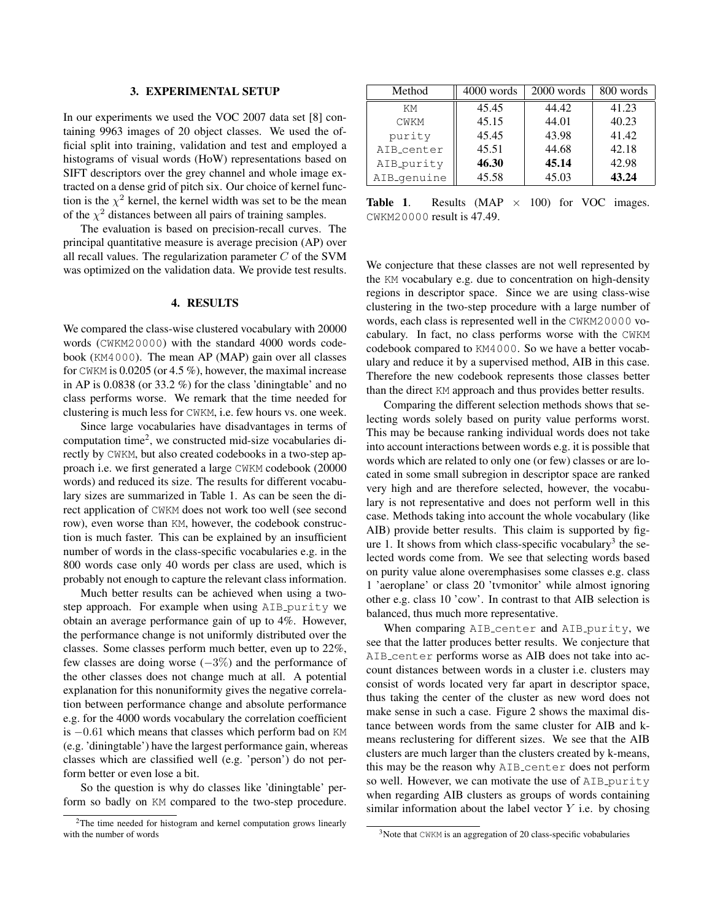## 3. EXPERIMENTAL SETUP

In our experiments we used the VOC 2007 data set [8] containing 9963 images of 20 object classes. We used the official split into training, validation and test and employed a histograms of visual words (HoW) representations based on SIFT descriptors over the grey channel and whole image extracted on a dense grid of pitch six. Our choice of kernel function is the $\chi^2$ kernel, the kernel width was set to be the mean of the $\chi^2$ distances between all pairs of training samples.

The evaluation is based on precision-recall curves. The principal quantitative measure is average precision (AP) over all recall values. The regularization parameter $C$ of the SVM was optimized on the validation data. We provide test results.

## 4. RESULTS

We compared the class-wise clustered vocabulary with 20000 words (CWKM20000) with the standard 4000 words codebook (KM4000). The mean AP (MAP) gain over all classes for CWKM is 0.0205 (or 4.5 %), however, the maximal increase in AP is 0.0838 (or 33.2 %) for the class 'diningtable' and no class performs worse. We remark that the time needed for clustering is much less for CWKM, i.e. few hours vs. one week.

Since large vocabularies have disadvantages in terms of computation time[2], we constructed mid-size vocabularies directly by CWKM, but also created codebooks in a two-step approach i.e. we first generated a large CWKM codebook (20000 words) and reduced its size. The results for different vocabulary sizes are summarized in Table 1. As can be seen the direct application of CWKM does not work too well (see second row), even worse than KM, however, the codebook construction is much faster. This can be explained by an insufficient number of words in the class-specific vocabularies e.g. in the 800 words case only 40 words per class are used, which is probably not enough to capture the relevant class information.

Much better results can be achieved when using a two-step approach. For example when using AIB_purity we obtain an average performance gain of up to 4%. However, the performance change is not uniformly distributed over the classes. Some classes perform much better, even up to 22%, few classes are doing worse ($-3\%$) and the performance of the other classes does not change much at all. A potential explanation for this nonuniformity gives the negative correlation between performance change and absolute performance e.g. for the 4000 words vocabulary the correlation coefficient is $-0.61$ which means that classes which perform bad on KM (e.g. 'diningtable') have the largest performance gain, whereas classes which are classified well (e.g. 'person') do not perform better or even lose a bit.

So the question is why do classes like 'diningtable' perform so badly on KM compared to the two-step procedure.

[2] The time needed for histogram and kernel computation grows linearly with the number of words

| Method | 4000 words | 2000 words | 800 words |
|---|---|---|---|
| KM | 45.45 | 44.42 | 41.23 |
| CWKM | 45.15 | 44.01 | 40.23 |
| purity | 45.45 | 43.98 | 41.42 |
| AIB_center | 45.51 | 44.68 | 42.18 |
| AIB_purity | **46.30** | **45.14** | 42.98 |
| AIB_genuine | 45.58 | 45.03 | **43.24** |

**Table 1.** Results (MAP $\times$ 100) for VOC images. CWKM20000 result is 47.49.

We conjecture that these classes are not well represented by the KM vocabulary e.g. due to concentration on high-density regions in descriptor space. Since we are using class-wise clustering in the two-step procedure with a large number of words, each class is represented well in the CWKM20000 vocabulary. In fact, no class performs worse with the CWKM codebook compared to KM4000. So we have a better vocabulary and reduce it by a supervised method, AIB in this case. Therefore the new codebook represents those classes better than the direct KM approach and thus provides better results.

Comparing the different selection methods shows that selecting words solely based on purity value performs worst. This may be because ranking individual words does not take into account interactions between words e.g. it is possible that words which are related to only one (or few) classes or are located in some small subregion in descriptor space are ranked very high and are therefore selected, however, the vocabulary is not representative and does not perform well in this case. Methods taking into account the whole vocabulary (like AIB) provide better results. This claim is supported by figure 1. It shows from which class-specific vocabulary[3] the selected words come from. We see that selecting words based on purity value alone overemphasises some classes e.g. class 1 'aeroplane' or class 20 'tvmonitor' while almost ignoring other e.g. class 10 'cow'. In contrast to that AIB selection is balanced, thus much more representative.

When comparing AIB_center and AIB_purity, we see that the latter produces better results. We conjecture that AIB_center performs worse as AIB does not take into account distances between words in a cluster i.e. clusters may consist of words located very far apart in descriptor space, thus taking the center of the cluster as new word does not make sense in such a case. Figure 2 shows the maximal distance between words from the same cluster for AIB and k-means reclustering for different sizes. We see that the AIB clusters are much larger than the clusters created by k-means, this may be the reason why AIB_center does not perform so well. However, we can motivate the use of AIB_purity when regarding AIB clusters as groups of words containing similar information about the label vector $Y$ i.e. by chosing

[3] Note that CWKM is an aggregation of 20 class-specific vobabularies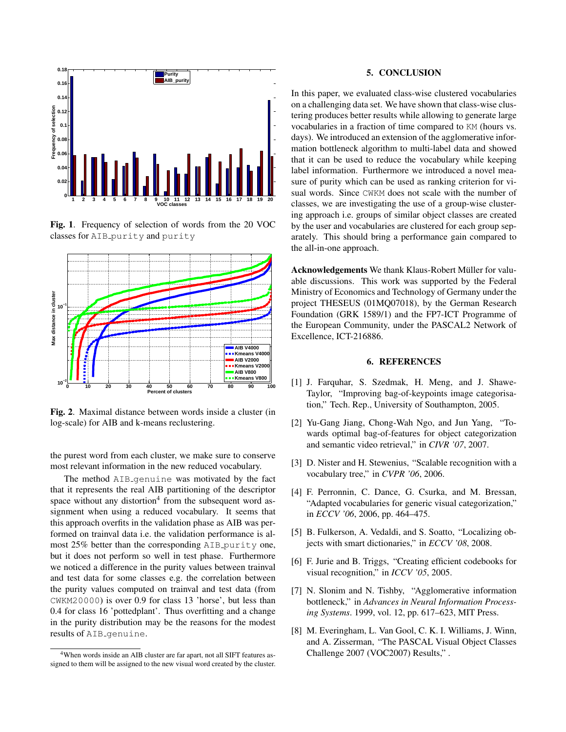0.18
0.16
0.14
0.12
0.1
0.08
0.06
0.04
0.02
0

Frequency of selection

Purity
AIB_purity

1 2 3 4 5 6 7 8 9 10 11 12 13 14 15 16 17 18 19 20

VOC classes

**Fig. 1**. Frequency of selection of words from the 20 VOC classes for `AIB_purity` and `purity`

$10^{-1}$

$10^{-2}$

Max distance in cluster

0 10 20 30 40 50 60 70 80 90 100

Percent of clusters

AIB V4000
Kmeans V4000
AIB V2000
Kmeans V2000
AIB V800
Kmeans V800

**Fig. 2**. Maximal distance between words inside a cluster (in log-scale) for AIB and k-means reclustering.

the purest word from each cluster, we make sure to conserve most relevant information in the new reduced vocabulary.

The method `AIB_genuine` was motivated by the fact that it represents the real AIB partitioning of the descriptor space without any distortion[4] from the subsequent word assignment when using a reduced vocabulary. It seems that this approach overfits in the validation phase as AIB was performed on trainval data i.e. the validation performance is almost 25% better than the corresponding `AIB_purity` one, but it does not perform so well in test phase. Furthermore we noticed a difference in the purity values between trainval and test data for some classes e.g. the correlation between the purity values computed on trainval and test data (from `CWKM20000`) is over 0.9 for class 13 'horse', but less than 0.4 for class 16 'pottedplant'. Thus overfitting and a change in the purity distribution may be the reasons for the modest results of `AIB_genuine`.

[4] When words inside an AIB cluster are far apart, not all SIFT features assigned to them will be assigned to the new visual word created by the cluster.

## 5. CONCLUSION

In this paper, we evaluated class-wise clustered vocabularies on a challenging data set. We have shown that class-wise clustering produces better results while allowing to generate large vocabularies in a fraction of time compared to `KM` (hours vs. days). We introduced an extension of the agglomerative information bottleneck algorithm to multi-label data and showed that it can be used to reduce the vocabulary while keeping label information. Furthermore we introduced a novel measure of purity which can be used as ranking criterion for visual words. Since `CWKM` does not scale with the number of classes, we are investigating the use of a group-wise clustering approach i.e. groups of similar object classes are created by the user and vocabularies are clustered for each group separately. This should bring a performance gain compared to the all-in-one approach.

**Acknowledgements** We thank Klaus-Robert Müller for valuable discussions. This work was supported by the Federal Ministry of Economics and Technology of Germany under the project THESEUS (01MQ07018), by the German Research Foundation (GRK 1589/1) and the FP7-ICT Programme of the European Community, under the PASCAL2 Network of Excellence, ICT-216886.

## 6. REFERENCES

[1] J. Farquhar, S. Szedmak, H. Meng, and J. Shawe-Taylor, "Improving bag-of-keypoints image categorisation," Tech. Rep., University of Southampton, 2005.

[2] Yu-Gang Jiang, Chong-Wah Ngo, and Jun Yang, "Towards optimal bag-of-features for object categorization and semantic video retrieval," in *CIVR '07*, 2007.

[3] D. Nister and H. Stewenius, "Scalable recognition with a vocabulary tree," in *CVPR '06*, 2006.

[4] F. Perronnin, C. Dance, G. Csurka, and M. Bressan, "Adapted vocabularies for generic visual categorization," in *ECCV '06*, 2006, pp. 464–475.

[5] B. Fulkerson, A. Vedaldi, and S. Soatto, "Localizing objects with smart dictionaries," in *ECCV '08*, 2008.

[6] F. Jurie and B. Triggs, "Creating efficient codebooks for visual recognition," in *ICCV '05*, 2005.

[7] N. Slonim and N. Tishby, "Agglomerative information bottleneck," in *Advances in Neural Information Processing Systems*. 1999, vol. 12, pp. 617–623, MIT Press.

[8] M. Everingham, L. Van Gool, C. K. I. Williams, J. Winn, and A. Zisserman, "The PASCAL Visual Object Classes Challenge 2007 (VOC2007) Results," .